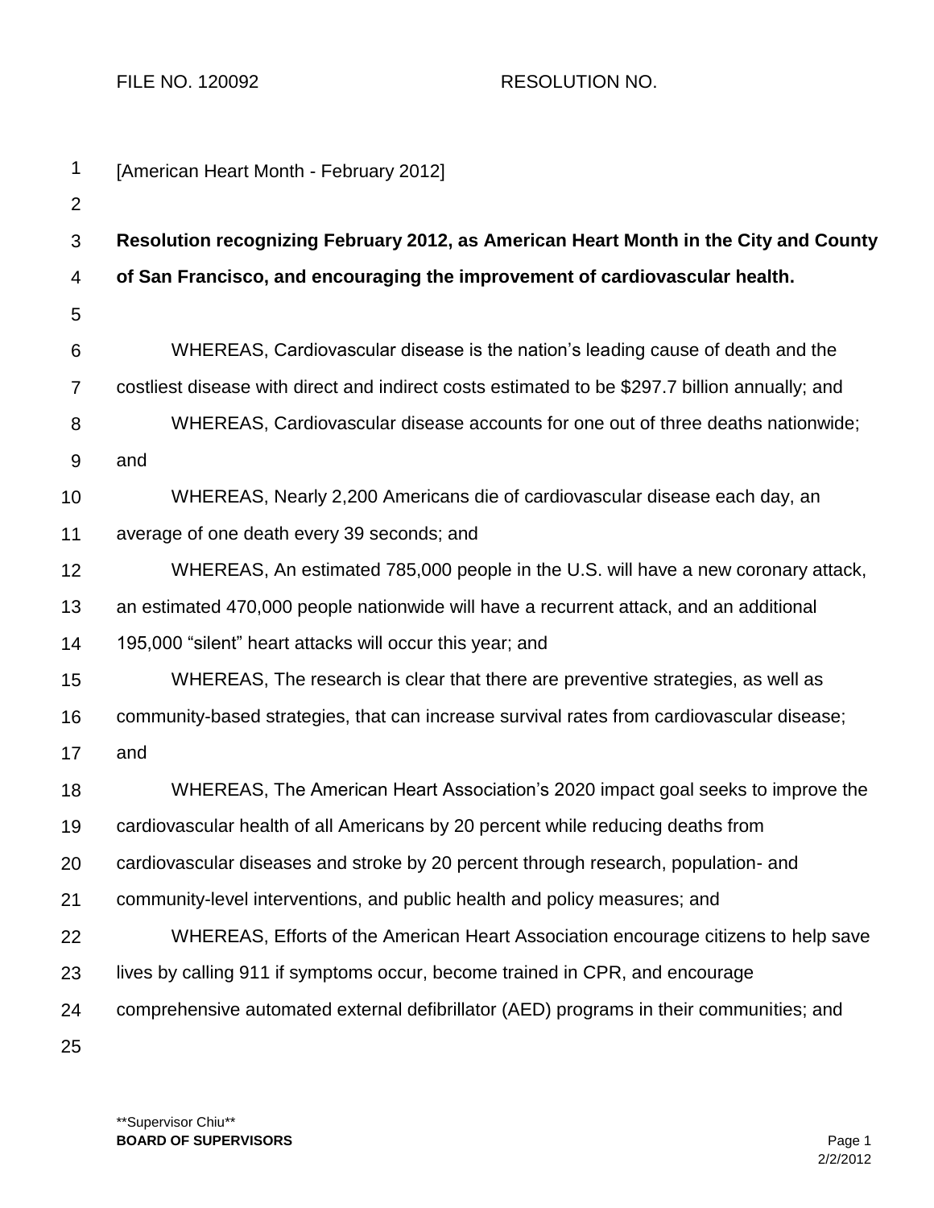FILE NO. 120092 RESOLUTION NO.

[American Heart Month - February 2012]

**Resolution recognizing February 2012, as American Heart Month in the City and County of San Francisco, and encouraging the improvement of cardiovascular health.**

WHEREAS, Cardiovascular disease is the nation's leading cause of death and the costliest disease with direct and indirect costs estimated to be $297.7 billion annually; and

WHEREAS, Cardiovascular disease accounts for one out of three deaths nationwide; and

WHEREAS, Nearly 2,200 Americans die of cardiovascular disease each day, an average of one death every 39 seconds; and

WHEREAS, An estimated 785,000 people in the U.S. will have a new coronary attack, an estimated 470,000 people nationwide will have a recurrent attack, and an additional 195,000 "silent" heart attacks will occur this year; and

WHEREAS, The research is clear that there are preventive strategies, as well as community-based strategies, that can increase survival rates from cardiovascular disease; and

WHEREAS, The American Heart Association's 2020 impact goal seeks to improve the cardiovascular health of all Americans by 20 percent while reducing deaths from cardiovascular diseases and stroke by 20 percent through research, population- and community-level interventions, and public health and policy measures; and

WHEREAS, Efforts of the American Heart Association encourage citizens to help save lives by calling 911 if symptoms occur, become trained in CPR, and encourage comprehensive automated external defibrillator (AED) programs in their communities; and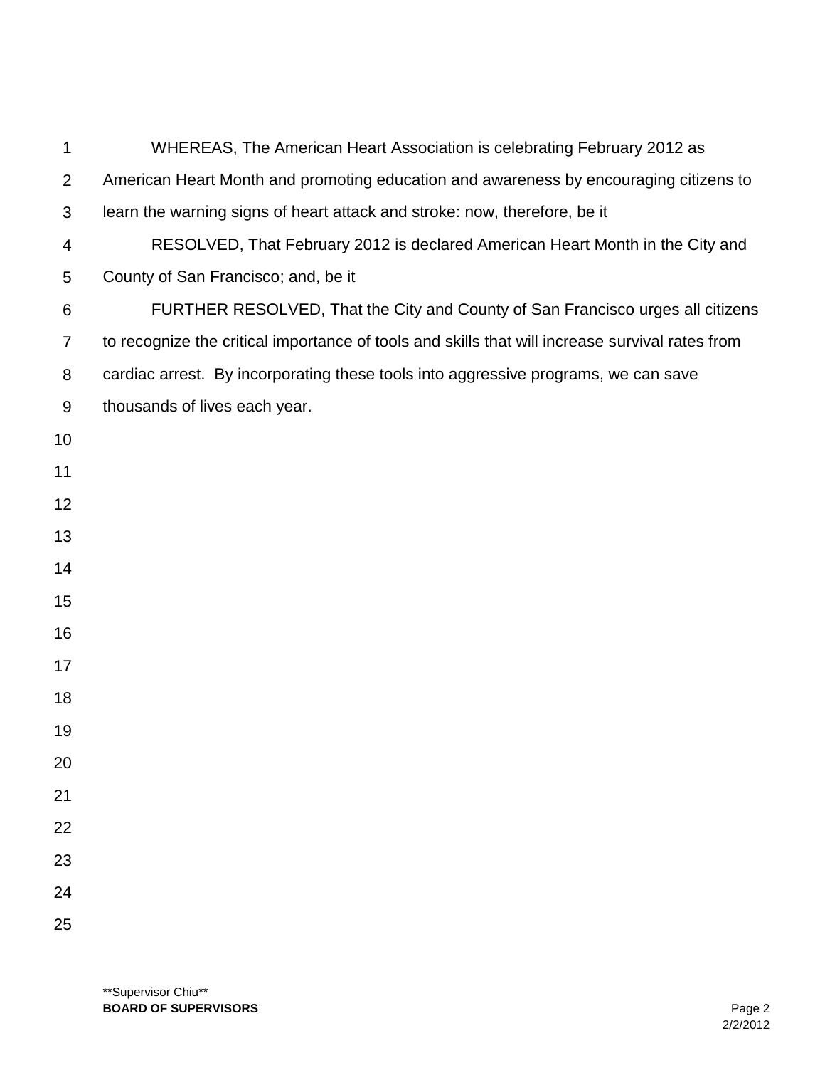WHEREAS, The American Heart Association is celebrating February 2012 as American Heart Month and promoting education and awareness by encouraging citizens to learn the warning signs of heart attack and stroke: now, therefore, be it

RESOLVED, That February 2012 is declared American Heart Month in the City and County of San Francisco; and, be it

FURTHER RESOLVED, That the City and County of San Francisco urges all citizens to recognize the critical importance of tools and skills that will increase survival rates from cardiac arrest. By incorporating these tools into aggressive programs, we can save thousands of lives each year.